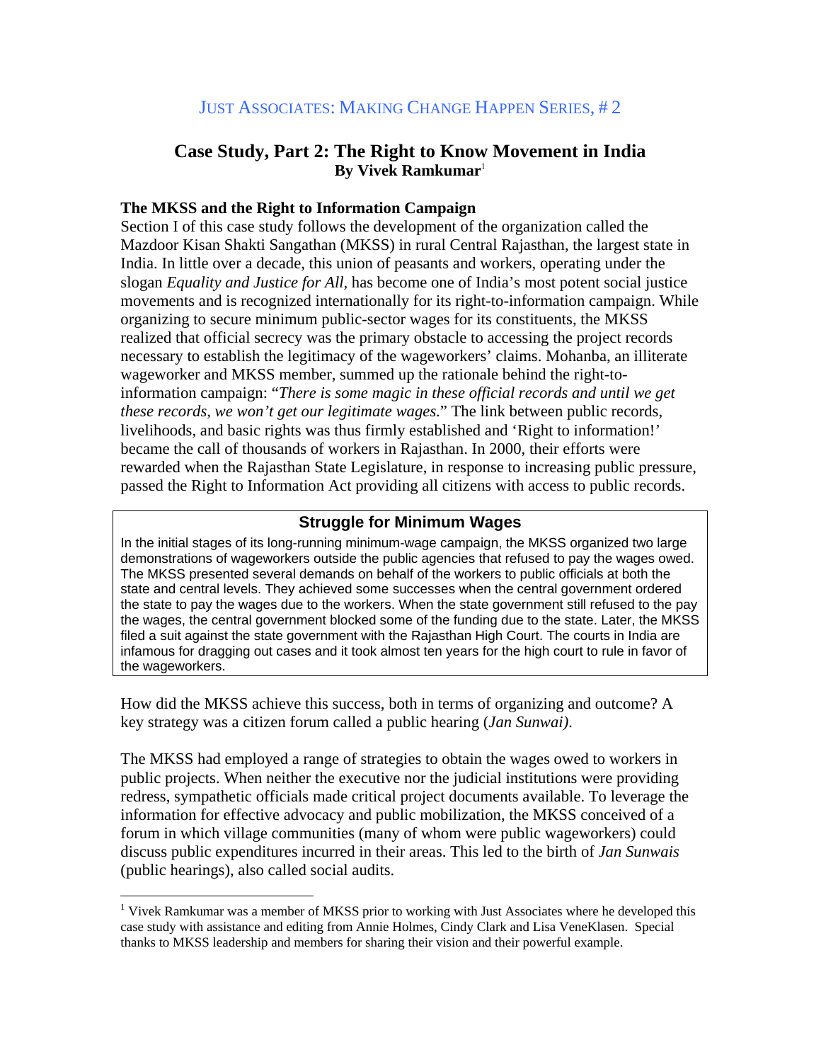JUST ASSOCIATES: MAKING CHANGE HAPPEN SERIES, # 2

# Case Study, Part 2: The Right to Know Movement in India

**By Vivek Ramkumar**[1]

### The MKSS and the Right to Information Campaign

Section I of this case study follows the development of the organization called the Mazdoor Kisan Shakti Sangathan (MKSS) in rural Central Rajasthan, the largest state in India. In little over a decade, this union of peasants and workers, operating under the slogan *Equality and Justice for All*, has become one of India's most potent social justice movements and is recognized internationally for its right-to-information campaign. While organizing to secure minimum public-sector wages for its constituents, the MKSS realized that official secrecy was the primary obstacle to accessing the project records necessary to establish the legitimacy of the wageworkers' claims. Mohanba, an illiterate wageworker and MKSS member, summed up the rationale behind the right-to-information campaign: "*There is some magic in these official records and until we get these records, we won't get our legitimate wages*." The link between public records, livelihoods, and basic rights was thus firmly established and 'Right to information!' became the call of thousands of workers in Rajasthan. In 2000, their efforts were rewarded when the Rajasthan State Legislature, in response to increasing public pressure, passed the Right to Information Act providing all citizens with access to public records.

> **Struggle for Minimum Wages**
>
> In the initial stages of its long-running minimum-wage campaign, the MKSS organized two large demonstrations of wageworkers outside the public agencies that refused to pay the wages owed. The MKSS presented several demands on behalf of the workers to public officials at both the state and central levels. They achieved some successes when the central government ordered the state to pay the wages due to the workers. When the state government still refused to the pay the wages, the central government blocked some of the funding due to the state. Later, the MKSS filed a suit against the state government with the Rajasthan High Court. The courts in India are infamous for dragging out cases and it took almost ten years for the high court to rule in favor of the wageworkers.

How did the MKSS achieve this success, both in terms of organizing and outcome? A key strategy was a citizen forum called a public hearing (*Jan Sunwai)*.

The MKSS had employed a range of strategies to obtain the wages owed to workers in public projects. When neither the executive nor the judicial institutions were providing redress, sympathetic officials made critical project documents available. To leverage the information for effective advocacy and public mobilization, the MKSS conceived of a forum in which village communities (many of whom were public wageworkers) could discuss public expenditures incurred in their areas. This led to the birth of *Jan Sunwais* (public hearings), also called social audits.

---

[1] Vivek Ramkumar was a member of MKSS prior to working with Just Associates where he developed this case study with assistance and editing from Annie Holmes, Cindy Clark and Lisa VeneKlasen. Special thanks to MKSS leadership and members for sharing their vision and their powerful example.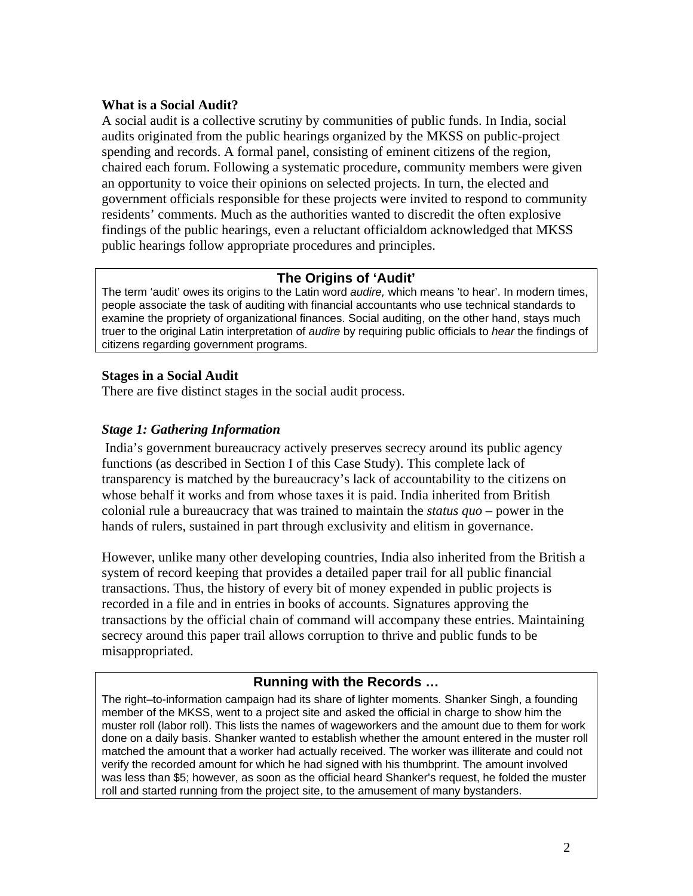### What is a Social Audit?

A social audit is a collective scrutiny by communities of public funds. In India, social audits originated from the public hearings organized by the MKSS on public-project spending and records. A formal panel, consisting of eminent citizens of the region, chaired each forum. Following a systematic procedure, community members were given an opportunity to voice their opinions on selected projects. In turn, the elected and government officials responsible for these projects were invited to respond to community residents' comments. Much as the authorities wanted to discredit the often explosive findings of the public hearings, even a reluctant officialdom acknowledged that MKSS public hearings follow appropriate procedures and principles.

> **The Origins of 'Audit'**
>
> The term 'audit' owes its origins to the Latin word *audire,* which means 'to hear'. In modern times, people associate the task of auditing with financial accountants who use technical standards to examine the propriety of organizational finances. Social auditing, on the other hand, stays much truer to the original Latin interpretation of *audire* by requiring public officials to *hear* the findings of citizens regarding government programs.

### Stages in a Social Audit

There are five distinct stages in the social audit process.

#### *Stage 1: Gathering Information*

India's government bureaucracy actively preserves secrecy around its public agency functions (as described in Section I of this Case Study). This complete lack of transparency is matched by the bureaucracy's lack of accountability to the citizens on whose behalf it works and from whose taxes it is paid. India inherited from British colonial rule a bureaucracy that was trained to maintain the *status quo* – power in the hands of rulers, sustained in part through exclusivity and elitism in governance.

However, unlike many other developing countries, India also inherited from the British a system of record keeping that provides a detailed paper trail for all public financial transactions. Thus, the history of every bit of money expended in public projects is recorded in a file and in entries in books of accounts. Signatures approving the transactions by the official chain of command will accompany these entries. Maintaining secrecy around this paper trail allows corruption to thrive and public funds to be misappropriated.

> **Running with the Records …**
>
> The right–to-information campaign had its share of lighter moments. Shanker Singh, a founding member of the MKSS, went to a project site and asked the official in charge to show him the muster roll (labor roll). This lists the names of wageworkers and the amount due to them for work done on a daily basis. Shanker wanted to establish whether the amount entered in the muster roll matched the amount that a worker had actually received. The worker was illiterate and could not verify the recorded amount for which he had signed with his thumbprint. The amount involved was less than $5; however, as soon as the official heard Shanker's request, he folded the muster roll and started running from the project site, to the amusement of many bystanders.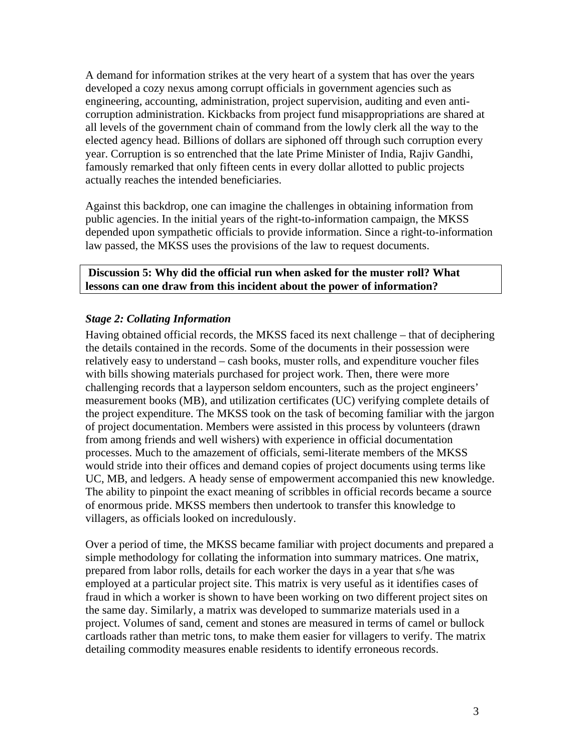A demand for information strikes at the very heart of a system that has over the years developed a cozy nexus among corrupt officials in government agencies such as engineering, accounting, administration, project supervision, auditing and even anti-corruption administration. Kickbacks from project fund misappropriations are shared at all levels of the government chain of command from the lowly clerk all the way to the elected agency head. Billions of dollars are siphoned off through such corruption every year. Corruption is so entrenched that the late Prime Minister of India, Rajiv Gandhi, famously remarked that only fifteen cents in every dollar allotted to public projects actually reaches the intended beneficiaries.

Against this backdrop, one can imagine the challenges in obtaining information from public agencies. In the initial years of the right-to-information campaign, the MKSS depended upon sympathetic officials to provide information. Since a right-to-information law passed, the MKSS uses the provisions of the law to request documents.

> **Discussion 5: Why did the official run when asked for the muster roll? What lessons can one draw from this incident about the power of information?**

### *Stage 2: Collating Information*

Having obtained official records, the MKSS faced its next challenge – that of deciphering the details contained in the records. Some of the documents in their possession were relatively easy to understand – cash books, muster rolls, and expenditure voucher files with bills showing materials purchased for project work. Then, there were more challenging records that a layperson seldom encounters, such as the project engineers' measurement books (MB), and utilization certificates (UC) verifying complete details of the project expenditure. The MKSS took on the task of becoming familiar with the jargon of project documentation. Members were assisted in this process by volunteers (drawn from among friends and well wishers) with experience in official documentation processes. Much to the amazement of officials, semi-literate members of the MKSS would stride into their offices and demand copies of project documents using terms like UC, MB, and ledgers. A heady sense of empowerment accompanied this new knowledge. The ability to pinpoint the exact meaning of scribbles in official records became a source of enormous pride. MKSS members then undertook to transfer this knowledge to villagers, as officials looked on incredulously.

Over a period of time, the MKSS became familiar with project documents and prepared a simple methodology for collating the information into summary matrices. One matrix, prepared from labor rolls, details for each worker the days in a year that s/he was employed at a particular project site. This matrix is very useful as it identifies cases of fraud in which a worker is shown to have been working on two different project sites on the same day. Similarly, a matrix was developed to summarize materials used in a project. Volumes of sand, cement and stones are measured in terms of camel or bullock cartloads rather than metric tons, to make them easier for villagers to verify. The matrix detailing commodity measures enable residents to identify erroneous records.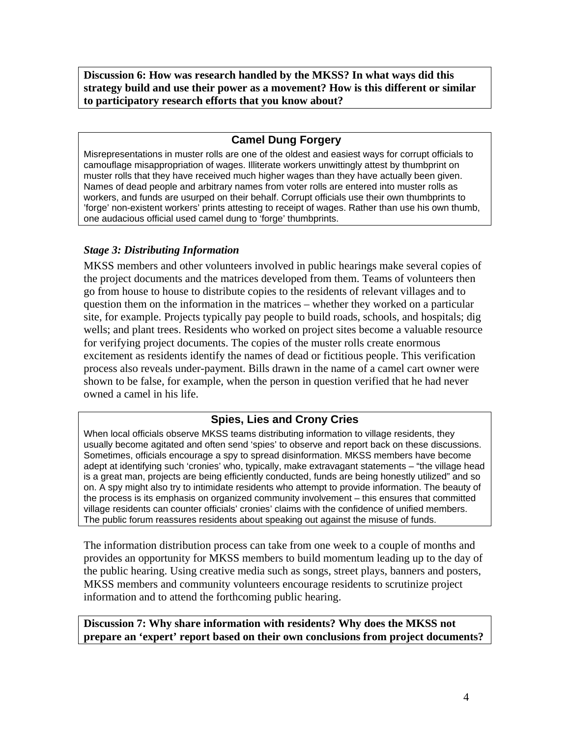**Discussion 6: How was research handled by the MKSS? In what ways did this strategy build and use their power as a movement? How is this different or similar to participatory research efforts that you know about?**

### Camel Dung Forgery

Misrepresentations in muster rolls are one of the oldest and easiest ways for corrupt officials to camouflage misappropriation of wages. Illiterate workers unwittingly attest by thumbprint on muster rolls that they have received much higher wages than they have actually been given. Names of dead people and arbitrary names from voter rolls are entered into muster rolls as workers, and funds are usurped on their behalf. Corrupt officials use their own thumbprints to 'forge' non-existent workers' prints attesting to receipt of wages. Rather than use his own thumb, one audacious official used camel dung to 'forge' thumbprints.

### *Stage 3: Distributing Information*

MKSS members and other volunteers involved in public hearings make several copies of the project documents and the matrices developed from them. Teams of volunteers then go from house to house to distribute copies to the residents of relevant villages and to question them on the information in the matrices – whether they worked on a particular site, for example. Projects typically pay people to build roads, schools, and hospitals; dig wells; and plant trees. Residents who worked on project sites become a valuable resource for verifying project documents. The copies of the muster rolls create enormous excitement as residents identify the names of dead or fictitious people. This verification process also reveals under-payment. Bills drawn in the name of a camel cart owner were shown to be false, for example, when the person in question verified that he had never owned a camel in his life.

### Spies, Lies and Crony Cries

When local officials observe MKSS teams distributing information to village residents, they usually become agitated and often send 'spies' to observe and report back on these discussions. Sometimes, officials encourage a spy to spread disinformation. MKSS members have become adept at identifying such 'cronies' who, typically, make extravagant statements – "the village head is a great man, projects are being efficiently conducted, funds are being honestly utilized" and so on. A spy might also try to intimidate residents who attempt to provide information. The beauty of the process is its emphasis on organized community involvement – this ensures that committed village residents can counter officials' cronies' claims with the confidence of unified members. The public forum reassures residents about speaking out against the misuse of funds.

The information distribution process can take from one week to a couple of months and provides an opportunity for MKSS members to build momentum leading up to the day of the public hearing. Using creative media such as songs, street plays, banners and posters, MKSS members and community volunteers encourage residents to scrutinize project information and to attend the forthcoming public hearing.

**Discussion 7: Why share information with residents? Why does the MKSS not prepare an 'expert' report based on their own conclusions from project documents?**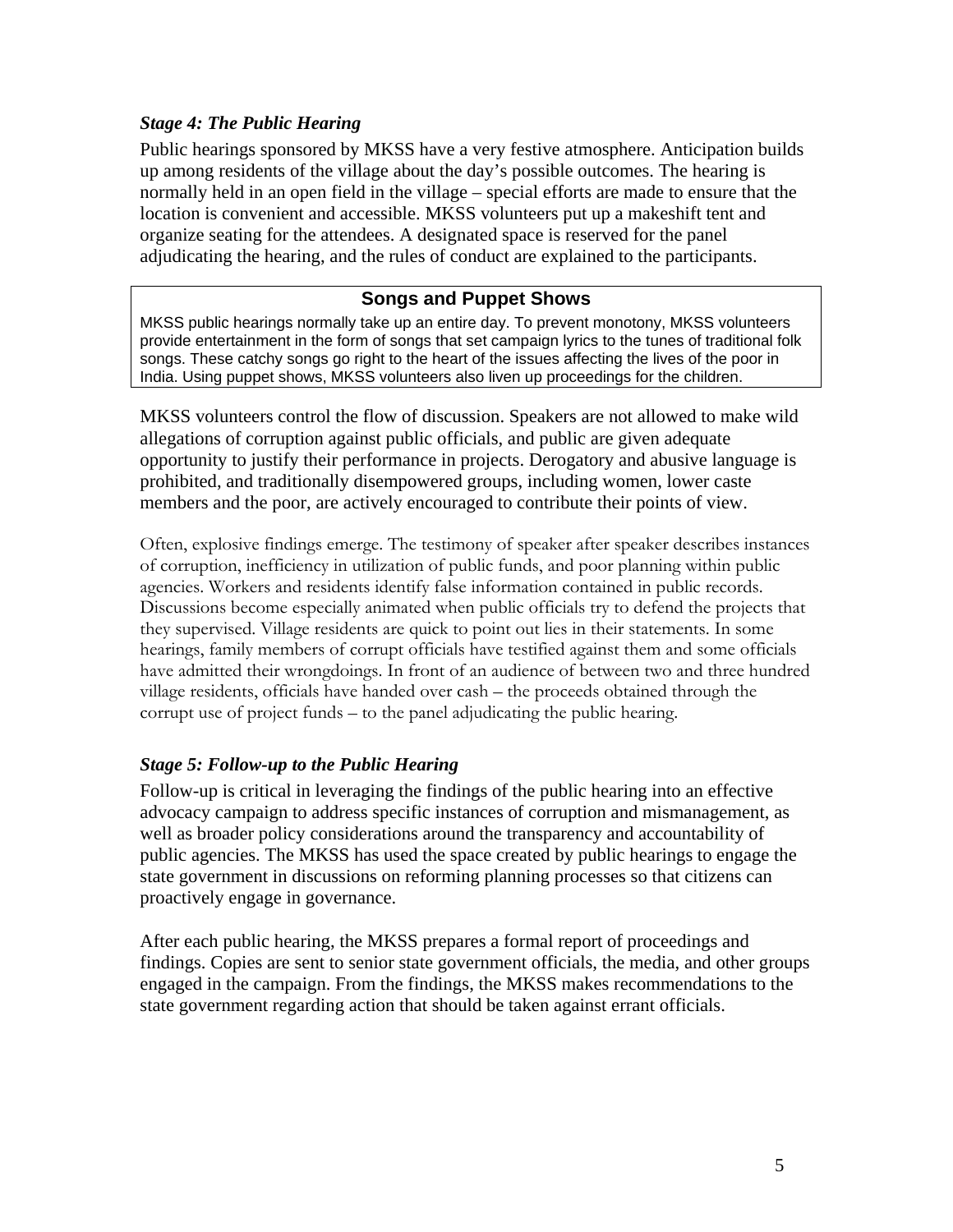### *Stage 4: The Public Hearing*

Public hearings sponsored by MKSS have a very festive atmosphere. Anticipation builds up among residents of the village about the day's possible outcomes. The hearing is normally held in an open field in the village – special efforts are made to ensure that the location is convenient and accessible. MKSS volunteers put up a makeshift tent and organize seating for the attendees. A designated space is reserved for the panel adjudicating the hearing, and the rules of conduct are explained to the participants.

> **Songs and Puppet Shows**
>
> MKSS public hearings normally take up an entire day. To prevent monotony, MKSS volunteers provide entertainment in the form of songs that set campaign lyrics to the tunes of traditional folk songs. These catchy songs go right to the heart of the issues affecting the lives of the poor in India. Using puppet shows, MKSS volunteers also liven up proceedings for the children.

MKSS volunteers control the flow of discussion. Speakers are not allowed to make wild allegations of corruption against public officials, and public are given adequate opportunity to justify their performance in projects. Derogatory and abusive language is prohibited, and traditionally disempowered groups, including women, lower caste members and the poor, are actively encouraged to contribute their points of view.

Often, explosive findings emerge. The testimony of speaker after speaker describes instances of corruption, inefficiency in utilization of public funds, and poor planning within public agencies. Workers and residents identify false information contained in public records. Discussions become especially animated when public officials try to defend the projects that they supervised. Village residents are quick to point out lies in their statements. In some hearings, family members of corrupt officials have testified against them and some officials have admitted their wrongdoings. In front of an audience of between two and three hundred village residents, officials have handed over cash – the proceeds obtained through the corrupt use of project funds – to the panel adjudicating the public hearing.

### *Stage 5: Follow-up to the Public Hearing*

Follow-up is critical in leveraging the findings of the public hearing into an effective advocacy campaign to address specific instances of corruption and mismanagement, as well as broader policy considerations around the transparency and accountability of public agencies. The MKSS has used the space created by public hearings to engage the state government in discussions on reforming planning processes so that citizens can proactively engage in governance.

After each public hearing, the MKSS prepares a formal report of proceedings and findings. Copies are sent to senior state government officials, the media, and other groups engaged in the campaign. From the findings, the MKSS makes recommendations to the state government regarding action that should be taken against errant officials.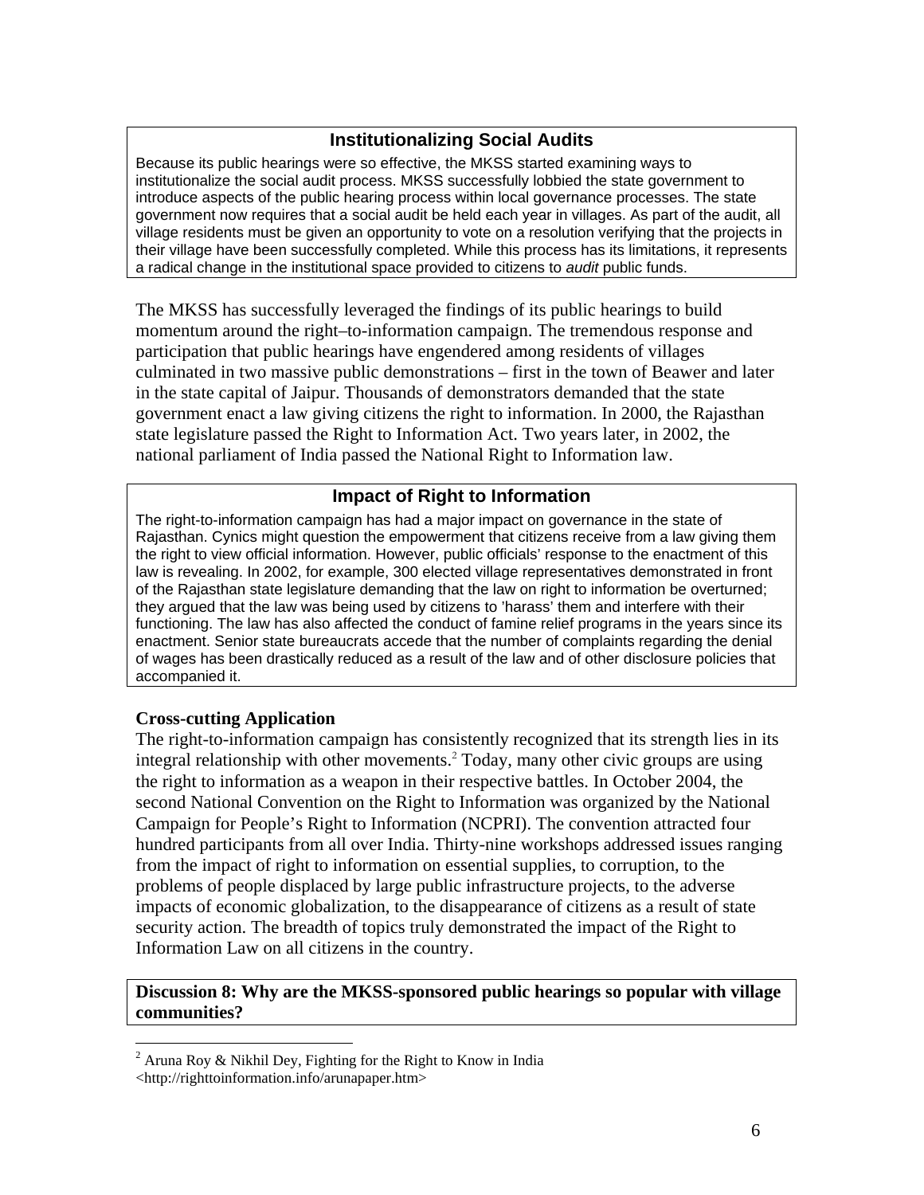### Institutionalizing Social Audits

Because its public hearings were so effective, the MKSS started examining ways to institutionalize the social audit process. MKSS successfully lobbied the state government to introduce aspects of the public hearing process within local governance processes. The state government now requires that a social audit be held each year in villages. As part of the audit, all village residents must be given an opportunity to vote on a resolution verifying that the projects in their village have been successfully completed. While this process has its limitations, it represents a radical change in the institutional space provided to citizens to *audit* public funds.

The MKSS has successfully leveraged the findings of its public hearings to build momentum around the right–to-information campaign. The tremendous response and participation that public hearings have engendered among residents of villages culminated in two massive public demonstrations – first in the town of Beawer and later in the state capital of Jaipur. Thousands of demonstrators demanded that the state government enact a law giving citizens the right to information. In 2000, the Rajasthan state legislature passed the Right to Information Act. Two years later, in 2002, the national parliament of India passed the National Right to Information law.

### Impact of Right to Information

The right-to-information campaign has had a major impact on governance in the state of Rajasthan. Cynics might question the empowerment that citizens receive from a law giving them the right to view official information. However, public officials' response to the enactment of this law is revealing. In 2002, for example, 300 elected village representatives demonstrated in front of the Rajasthan state legislature demanding that the law on right to information be overturned; they argued that the law was being used by citizens to 'harass' them and interfere with their functioning. The law has also affected the conduct of famine relief programs in the years since its enactment. Senior state bureaucrats accede that the number of complaints regarding the denial of wages has been drastically reduced as a result of the law and of other disclosure policies that accompanied it.

**Cross-cutting Application**

The right-to-information campaign has consistently recognized that its strength lies in its integral relationship with other movements.[2] Today, many other civic groups are using the right to information as a weapon in their respective battles. In October 2004, the second National Convention on the Right to Information was organized by the National Campaign for People's Right to Information (NCPRI). The convention attracted four hundred participants from all over India. Thirty-nine workshops addressed issues ranging from the impact of right to information on essential supplies, to corruption, to the problems of people displaced by large public infrastructure projects, to the adverse impacts of economic globalization, to the disappearance of citizens as a result of state security action. The breadth of topics truly demonstrated the impact of the Right to Information Law on all citizens in the country.

**Discussion 8: Why are the MKSS-sponsored public hearings so popular with village communities?**

---

[2] Aruna Roy & Nikhil Dey, Fighting for the Right to Know in India <http://righttoinformation.info/arunapaper.htm>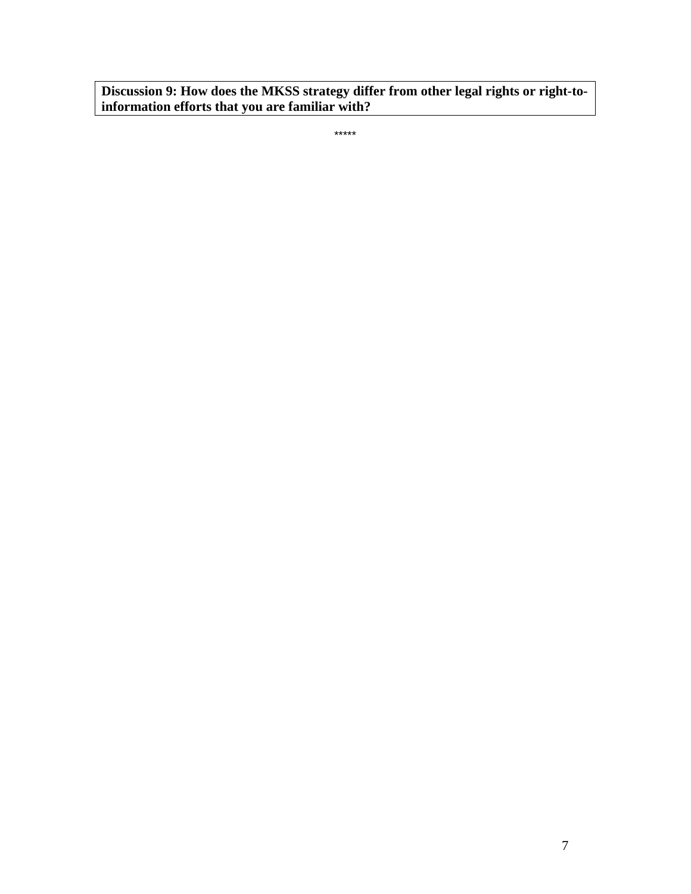**Discussion 9: How does the MKSS strategy differ from other legal rights or right-to-information efforts that you are familiar with?**

*****